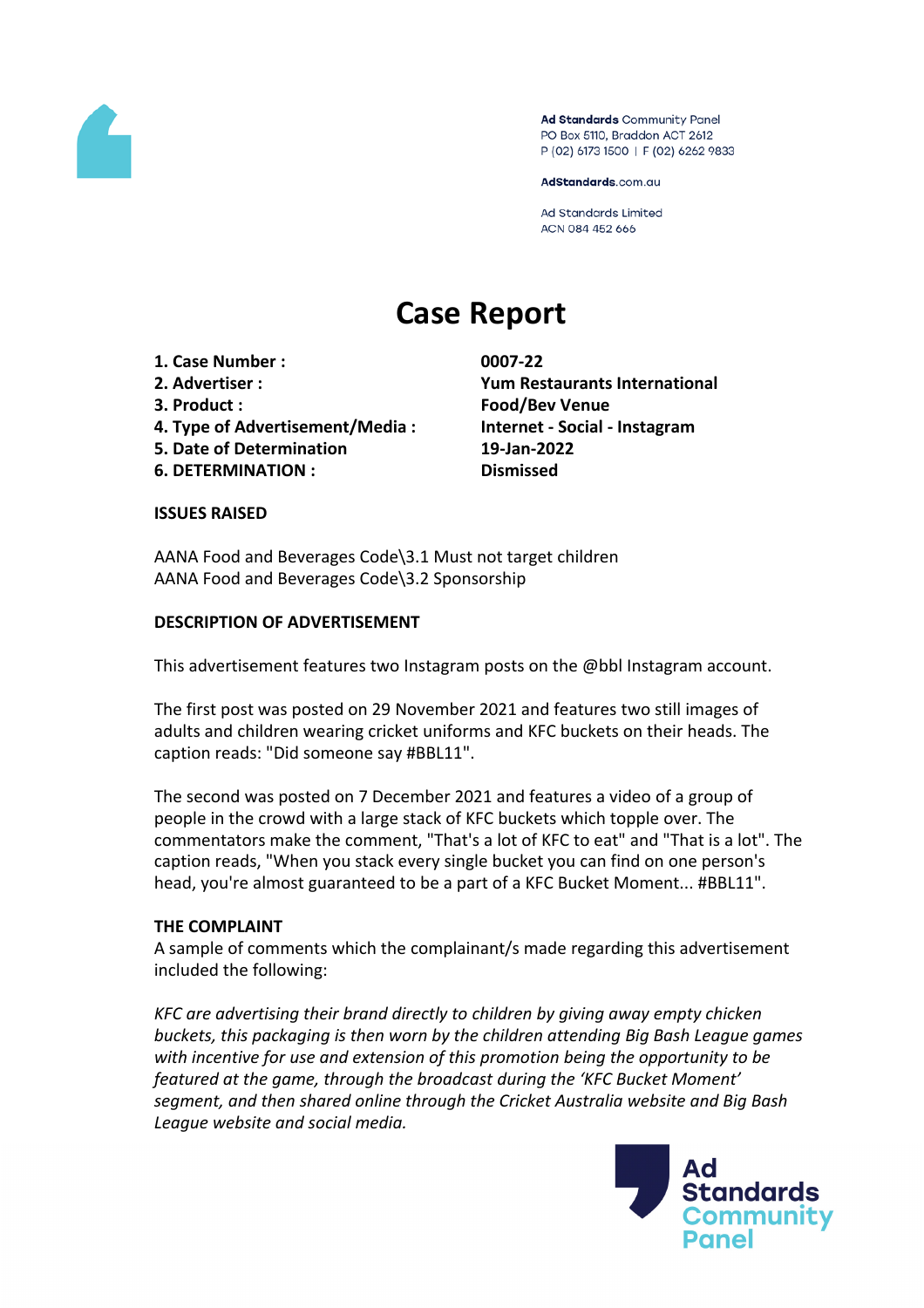Ad Standards Community Panel
PO Box 5110, Braddon ACT 2612
P (02) 6173 1500 | F (02) 6262 9833

AdStandards.com.au

Ad Standards Limited
ACN 084 452 666

# Case Report

| | |
|---|---|
| **1. Case Number :** | **0007-22** |
| **2. Advertiser :** | **Yum Restaurants International** |
| **3. Product :** | **Food/Bev Venue** |
| **4. Type of Advertisement/Media :** | **Internet - Social - Instagram** |
| **5. Date of Determination** | **19-Jan-2022** |
| **6. DETERMINATION :** | **Dismissed** |

**ISSUES RAISED**

AANA Food and Beverages Code\3.1 Must not target children
AANA Food and Beverages Code\3.2 Sponsorship

**DESCRIPTION OF ADVERTISEMENT**

This advertisement features two Instagram posts on the @bbl Instagram account.

The first post was posted on 29 November 2021 and features two still images of adults and children wearing cricket uniforms and KFC buckets on their heads. The caption reads: "Did someone say #BBL11".

The second was posted on 7 December 2021 and features a video of a group of people in the crowd with a large stack of KFC buckets which topple over. The commentators make the comment, "That's a lot of KFC to eat" and "That is a lot". The caption reads, "When you stack every single bucket you can find on one person's head, you're almost guaranteed to be a part of a KFC Bucket Moment... #BBL11".

**THE COMPLAINT**

A sample of comments which the complainant/s made regarding this advertisement included the following:

*KFC are advertising their brand directly to children by giving away empty chicken buckets, this packaging is then worn by the children attending Big Bash League games with incentive for use and extension of this promotion being the opportunity to be featured at the game, through the broadcast during the 'KFC Bucket Moment' segment, and then shared online through the Cricket Australia website and Big Bash League website and social media.*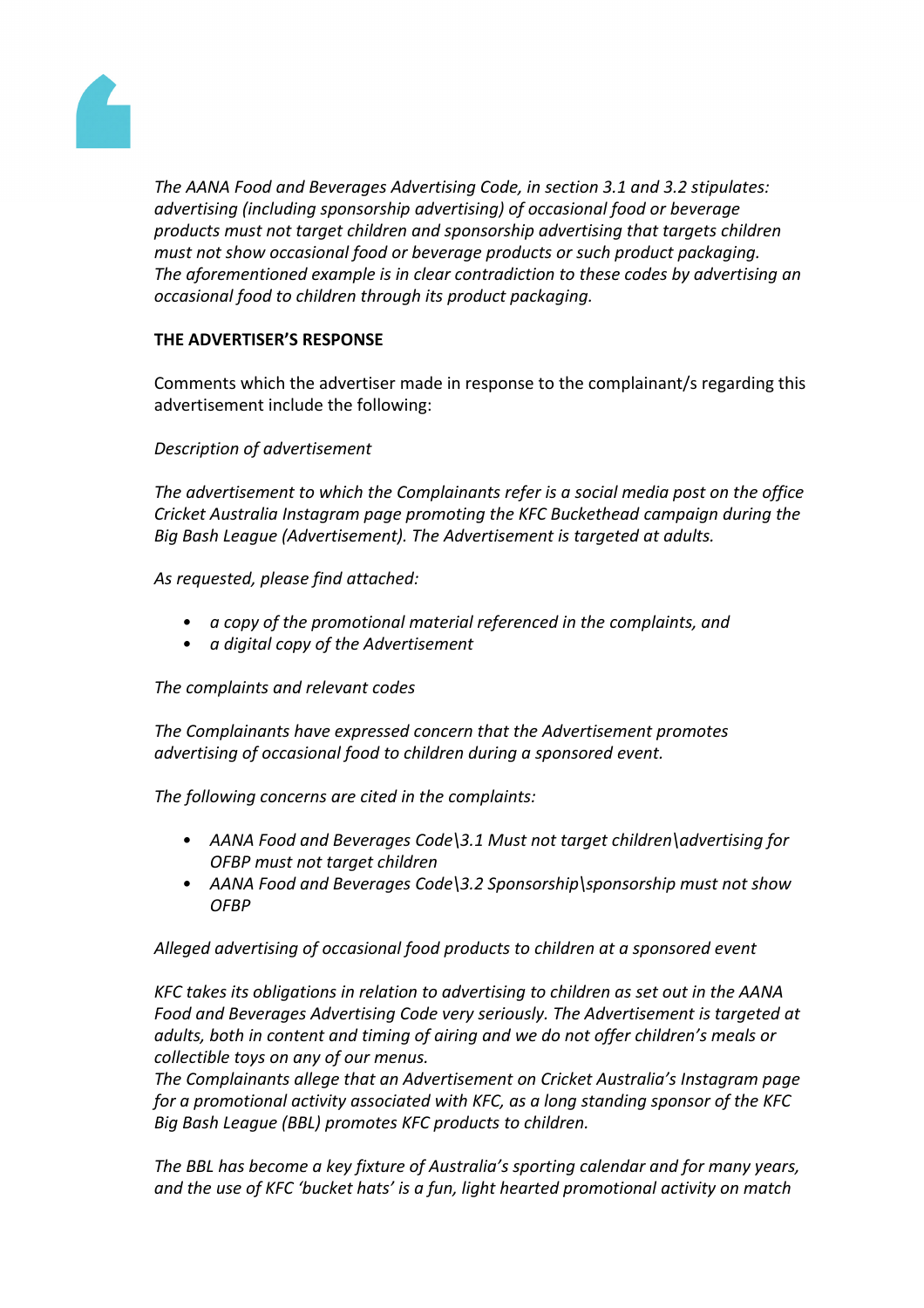*The AANA Food and Beverages Advertising Code, in section 3.1 and 3.2 stipulates: advertising (including sponsorship advertising) of occasional food or beverage products must not target children and sponsorship advertising that targets children must not show occasional food or beverage products or such product packaging. The aforementioned example is in clear contradiction to these codes by advertising an occasional food to children through its product packaging.*

**THE ADVERTISER'S RESPONSE**

Comments which the advertiser made in response to the complainant/s regarding this advertisement include the following:

*Description of advertisement*

*The advertisement to which the Complainants refer is a social media post on the office Cricket Australia Instagram page promoting the KFC Buckethead campaign during the Big Bash League (Advertisement). The Advertisement is targeted at adults.*

*As requested, please find attached:*

- *a copy of the promotional material referenced in the complaints, and*
- *a digital copy of the Advertisement*

*The complaints and relevant codes*

*The Complainants have expressed concern that the Advertisement promotes advertising of occasional food to children during a sponsored event.*

*The following concerns are cited in the complaints:*

- *AANA Food and Beverages Code\3.1 Must not target children\advertising for OFBP must not target children*
- *AANA Food and Beverages Code\3.2 Sponsorship\sponsorship must not show OFBP*

*Alleged advertising of occasional food products to children at a sponsored event*

*KFC takes its obligations in relation to advertising to children as set out in the AANA Food and Beverages Advertising Code very seriously. The Advertisement is targeted at adults, both in content and timing of airing and we do not offer children's meals or collectible toys on any of our menus.*
*The Complainants allege that an Advertisement on Cricket Australia's Instagram page for a promotional activity associated with KFC, as a long standing sponsor of the KFC Big Bash League (BBL) promotes KFC products to children.*

*The BBL has become a key fixture of Australia's sporting calendar and for many years, and the use of KFC 'bucket hats' is a fun, light hearted promotional activity on match*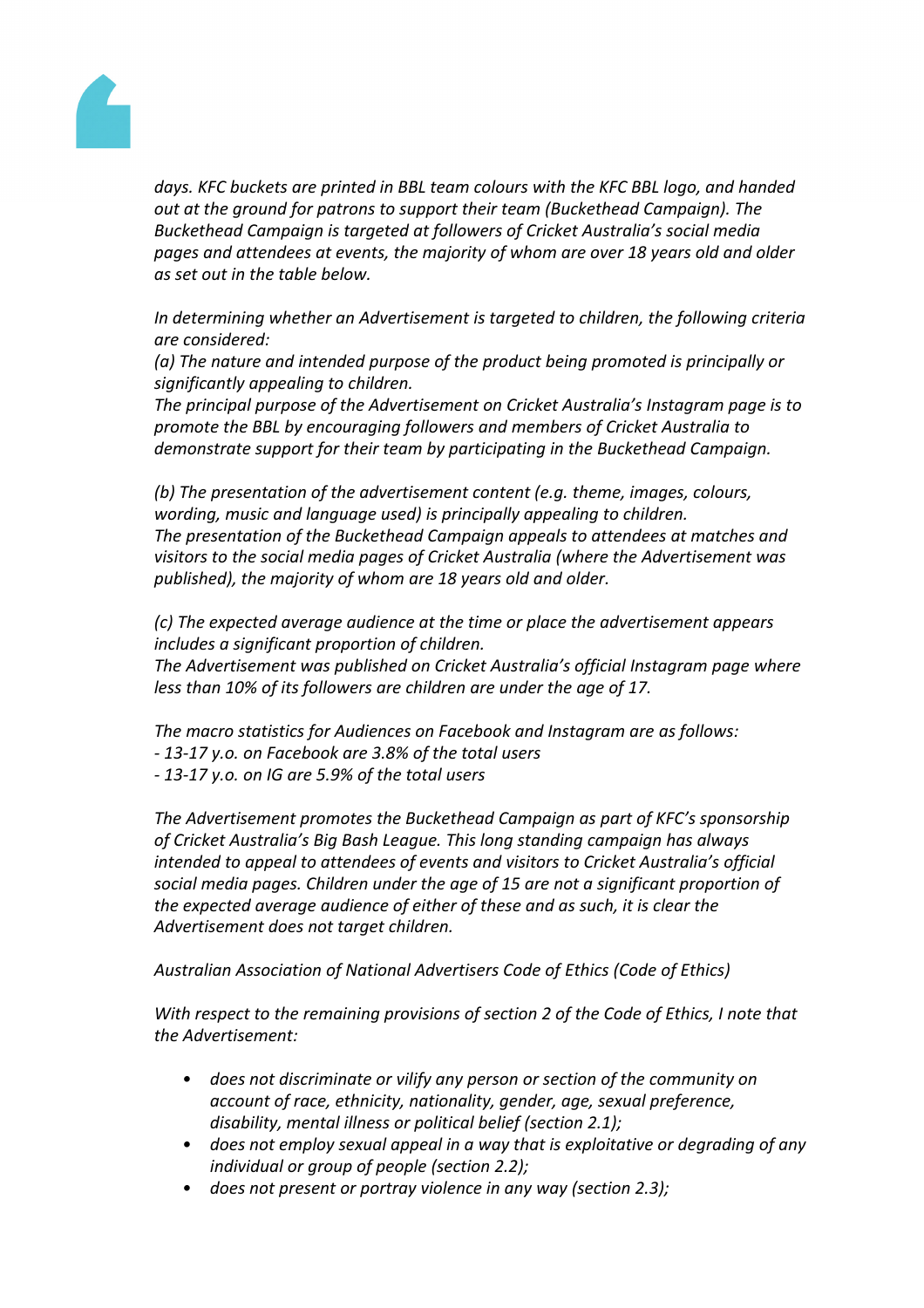*days. KFC buckets are printed in BBL team colours with the KFC BBL logo, and handed out at the ground for patrons to support their team (Buckethead Campaign). The Buckethead Campaign is targeted at followers of Cricket Australia's social media pages and attendees at events, the majority of whom are over 18 years old and older as set out in the table below.*

*In determining whether an Advertisement is targeted to children, the following criteria are considered:*
*(a) The nature and intended purpose of the product being promoted is principally or significantly appealing to children.*
*The principal purpose of the Advertisement on Cricket Australia's Instagram page is to promote the BBL by encouraging followers and members of Cricket Australia to demonstrate support for their team by participating in the Buckethead Campaign.*

*(b) The presentation of the advertisement content (e.g. theme, images, colours, wording, music and language used) is principally appealing to children.*
*The presentation of the Buckethead Campaign appeals to attendees at matches and visitors to the social media pages of Cricket Australia (where the Advertisement was published), the majority of whom are 18 years old and older.*

*(c) The expected average audience at the time or place the advertisement appears includes a significant proportion of children.*
*The Advertisement was published on Cricket Australia's official Instagram page where less than 10% of its followers are children are under the age of 17.*

*The macro statistics for Audiences on Facebook and Instagram are as follows:*
*- 13-17 y.o. on Facebook are 3.8% of the total users*
*- 13-17 y.o. on IG are 5.9% of the total users*

*The Advertisement promotes the Buckethead Campaign as part of KFC's sponsorship of Cricket Australia's Big Bash League. This long standing campaign has always intended to appeal to attendees of events and visitors to Cricket Australia's official social media pages. Children under the age of 15 are not a significant proportion of the expected average audience of either of these and as such, it is clear the Advertisement does not target children.*

*Australian Association of National Advertisers Code of Ethics (Code of Ethics)*

*With respect to the remaining provisions of section 2 of the Code of Ethics, I note that the Advertisement:*

- *does not discriminate or vilify any person or section of the community on account of race, ethnicity, nationality, gender, age, sexual preference, disability, mental illness or political belief (section 2.1);*
- *does not employ sexual appeal in a way that is exploitative or degrading of any individual or group of people (section 2.2);*
- *does not present or portray violence in any way (section 2.3);*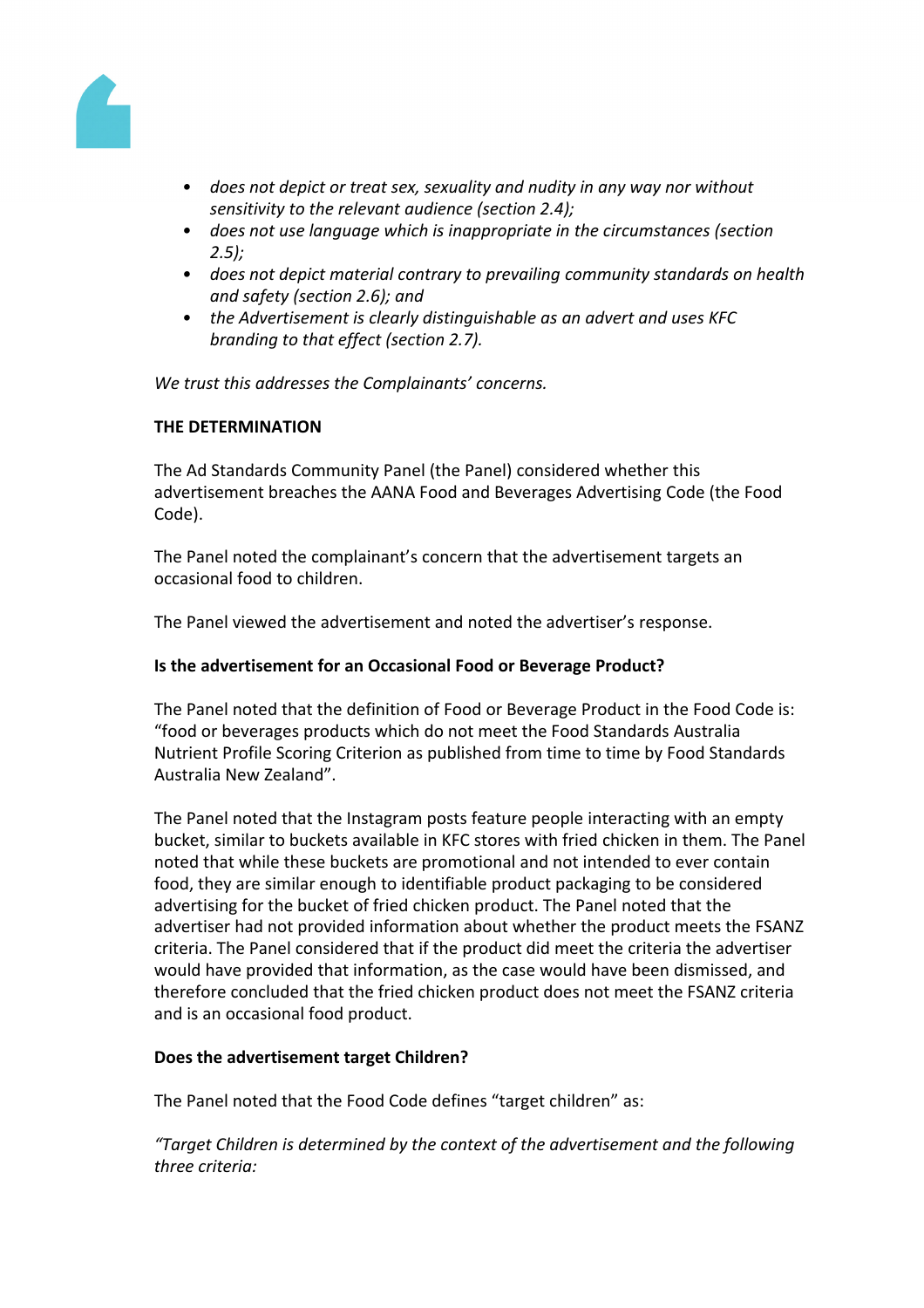- *does not depict or treat sex, sexuality and nudity in any way nor without sensitivity to the relevant audience (section 2.4);*
- *does not use language which is inappropriate in the circumstances (section 2.5);*
- *does not depict material contrary to prevailing community standards on health and safety (section 2.6); and*
- *the Advertisement is clearly distinguishable as an advert and uses KFC branding to that effect (section 2.7).*

*We trust this addresses the Complainants' concerns.*

**THE DETERMINATION**

The Ad Standards Community Panel (the Panel) considered whether this advertisement breaches the AANA Food and Beverages Advertising Code (the Food Code).

The Panel noted the complainant's concern that the advertisement targets an occasional food to children.

The Panel viewed the advertisement and noted the advertiser's response.

**Is the advertisement for an Occasional Food or Beverage Product?**

The Panel noted that the definition of Food or Beverage Product in the Food Code is: "food or beverages products which do not meet the Food Standards Australia Nutrient Profile Scoring Criterion as published from time to time by Food Standards Australia New Zealand".

The Panel noted that the Instagram posts feature people interacting with an empty bucket, similar to buckets available in KFC stores with fried chicken in them. The Panel noted that while these buckets are promotional and not intended to ever contain food, they are similar enough to identifiable product packaging to be considered advertising for the bucket of fried chicken product. The Panel noted that the advertiser had not provided information about whether the product meets the FSANZ criteria. The Panel considered that if the product did meet the criteria the advertiser would have provided that information, as the case would have been dismissed, and therefore concluded that the fried chicken product does not meet the FSANZ criteria and is an occasional food product.

**Does the advertisement target Children?**

The Panel noted that the Food Code defines "target children" as:

*"Target Children is determined by the context of the advertisement and the following three criteria:*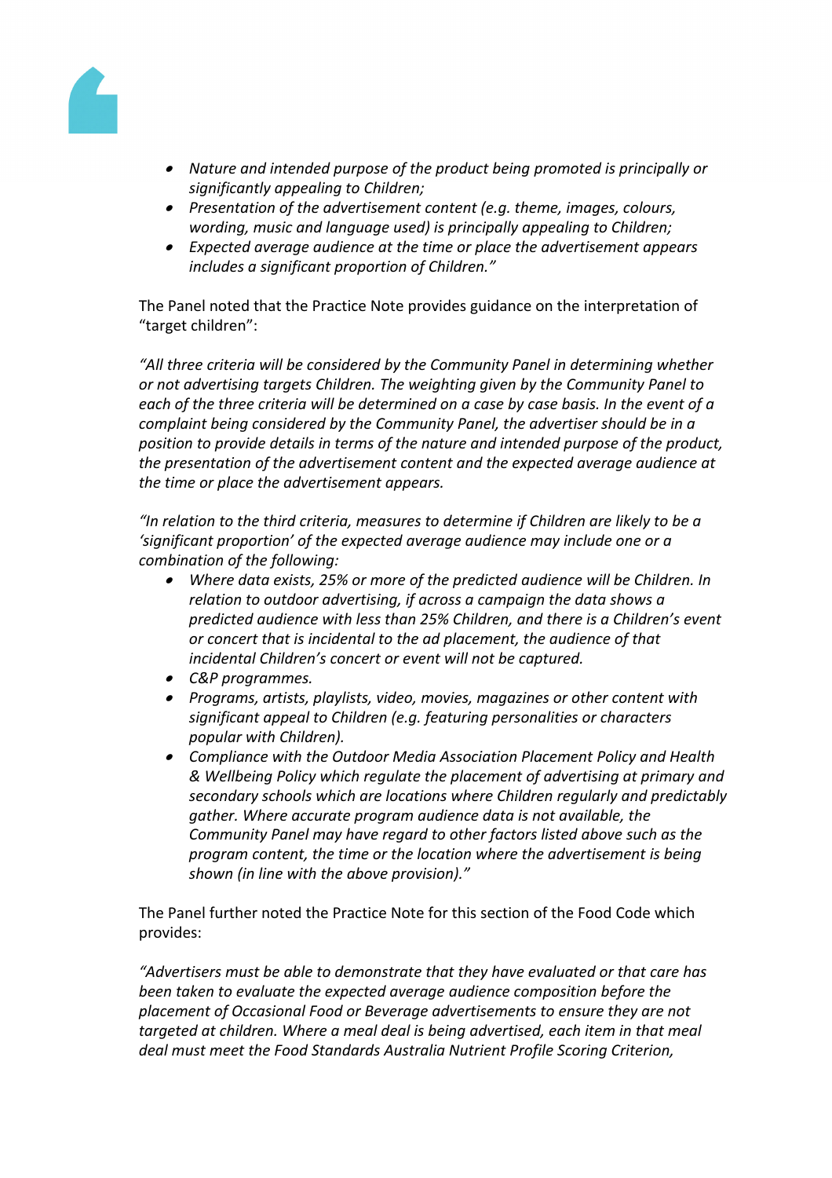- *Nature and intended purpose of the product being promoted is principally or significantly appealing to Children;*
- *Presentation of the advertisement content (e.g. theme, images, colours, wording, music and language used) is principally appealing to Children;*
- *Expected average audience at the time or place the advertisement appears includes a significant proportion of Children."*

The Panel noted that the Practice Note provides guidance on the interpretation of "target children":

*"All three criteria will be considered by the Community Panel in determining whether or not advertising targets Children. The weighting given by the Community Panel to each of the three criteria will be determined on a case by case basis. In the event of a complaint being considered by the Community Panel, the advertiser should be in a position to provide details in terms of the nature and intended purpose of the product, the presentation of the advertisement content and the expected average audience at the time or place the advertisement appears.*

*"In relation to the third criteria, measures to determine if Children are likely to be a 'significant proportion' of the expected average audience may include one or a combination of the following:*

- *Where data exists, 25% or more of the predicted audience will be Children. In relation to outdoor advertising, if across a campaign the data shows a predicted audience with less than 25% Children, and there is a Children's event or concert that is incidental to the ad placement, the audience of that incidental Children's concert or event will not be captured.*
- *C&P programmes.*
- *Programs, artists, playlists, video, movies, magazines or other content with significant appeal to Children (e.g. featuring personalities or characters popular with Children).*
- *Compliance with the Outdoor Media Association Placement Policy and Health & Wellbeing Policy which regulate the placement of advertising at primary and secondary schools which are locations where Children regularly and predictably gather. Where accurate program audience data is not available, the Community Panel may have regard to other factors listed above such as the program content, the time or the location where the advertisement is being shown (in line with the above provision)."*

The Panel further noted the Practice Note for this section of the Food Code which provides:

*"Advertisers must be able to demonstrate that they have evaluated or that care has been taken to evaluate the expected average audience composition before the placement of Occasional Food or Beverage advertisements to ensure they are not targeted at children. Where a meal deal is being advertised, each item in that meal deal must meet the Food Standards Australia Nutrient Profile Scoring Criterion,*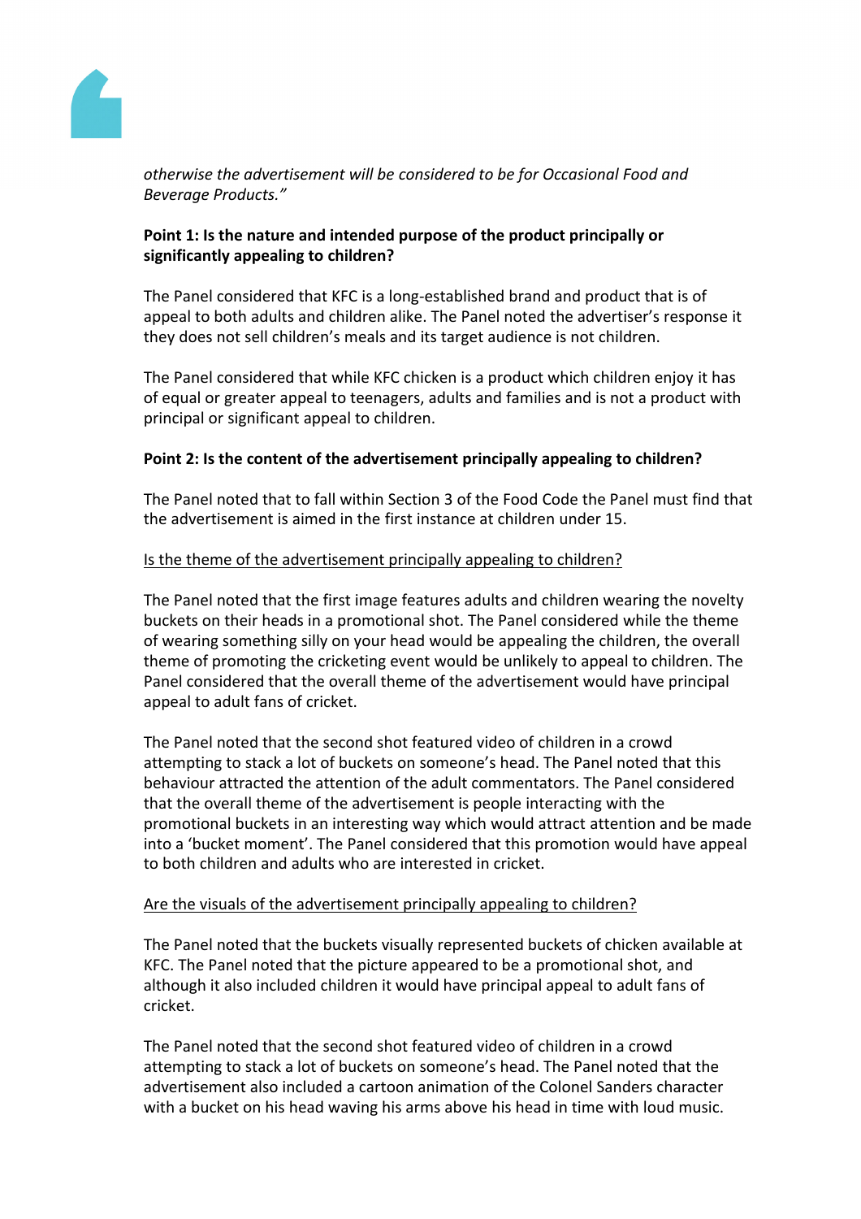*otherwise the advertisement will be considered to be for Occasional Food and Beverage Products."*

**Point 1: Is the nature and intended purpose of the product principally or significantly appealing to children?**

The Panel considered that KFC is a long-established brand and product that is of appeal to both adults and children alike. The Panel noted the advertiser's response it they does not sell children's meals and its target audience is not children.

The Panel considered that while KFC chicken is a product which children enjoy it has of equal or greater appeal to teenagers, adults and families and is not a product with principal or significant appeal to children.

**Point 2: Is the content of the advertisement principally appealing to children?**

The Panel noted that to fall within Section 3 of the Food Code the Panel must find that the advertisement is aimed in the first instance at children under 15.

<u>Is the theme of the advertisement principally appealing to children?</u>

The Panel noted that the first image features adults and children wearing the novelty buckets on their heads in a promotional shot. The Panel considered while the theme of wearing something silly on your head would be appealing the children, the overall theme of promoting the cricketing event would be unlikely to appeal to children. The Panel considered that the overall theme of the advertisement would have principal appeal to adult fans of cricket.

The Panel noted that the second shot featured video of children in a crowd attempting to stack a lot of buckets on someone's head. The Panel noted that this behaviour attracted the attention of the adult commentators. The Panel considered that the overall theme of the advertisement is people interacting with the promotional buckets in an interesting way which would attract attention and be made into a 'bucket moment'. The Panel considered that this promotion would have appeal to both children and adults who are interested in cricket.

<u>Are the visuals of the advertisement principally appealing to children?</u>

The Panel noted that the buckets visually represented buckets of chicken available at KFC. The Panel noted that the picture appeared to be a promotional shot, and although it also included children it would have principal appeal to adult fans of cricket.

The Panel noted that the second shot featured video of children in a crowd attempting to stack a lot of buckets on someone's head. The Panel noted that the advertisement also included a cartoon animation of the Colonel Sanders character with a bucket on his head waving his arms above his head in time with loud music.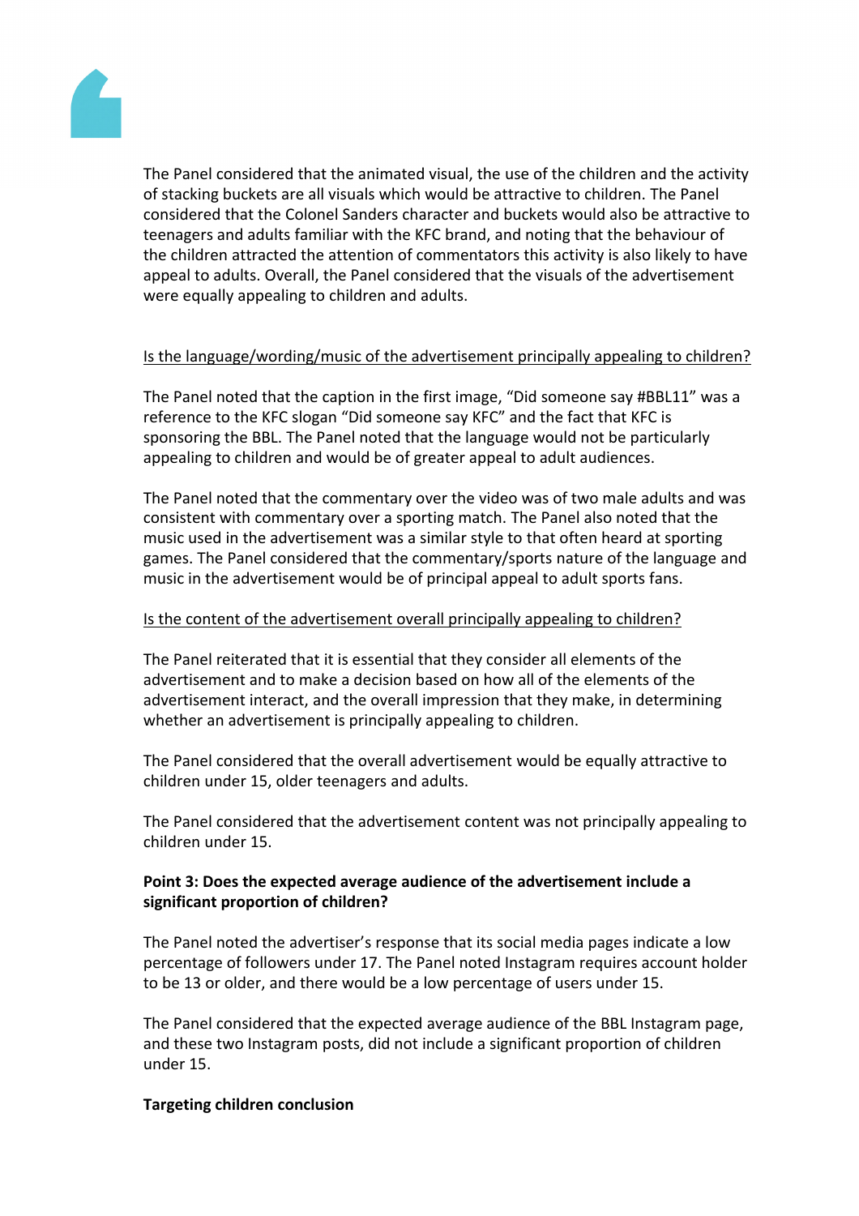The Panel considered that the animated visual, the use of the children and the activity of stacking buckets are all visuals which would be attractive to children. The Panel considered that the Colonel Sanders character and buckets would also be attractive to teenagers and adults familiar with the KFC brand, and noting that the behaviour of the children attracted the attention of commentators this activity is also likely to have appeal to adults. Overall, the Panel considered that the visuals of the advertisement were equally appealing to children and adults.

<u>Is the language/wording/music of the advertisement principally appealing to children?</u>

The Panel noted that the caption in the first image, "Did someone say #BBL11" was a reference to the KFC slogan "Did someone say KFC" and the fact that KFC is sponsoring the BBL. The Panel noted that the language would not be particularly appealing to children and would be of greater appeal to adult audiences.

The Panel noted that the commentary over the video was of two male adults and was consistent with commentary over a sporting match. The Panel also noted that the music used in the advertisement was a similar style to that often heard at sporting games. The Panel considered that the commentary/sports nature of the language and music in the advertisement would be of principal appeal to adult sports fans.

<u>Is the content of the advertisement overall principally appealing to children?</u>

The Panel reiterated that it is essential that they consider all elements of the advertisement and to make a decision based on how all of the elements of the advertisement interact, and the overall impression that they make, in determining whether an advertisement is principally appealing to children.

The Panel considered that the overall advertisement would be equally attractive to children under 15, older teenagers and adults.

The Panel considered that the advertisement content was not principally appealing to children under 15.

**Point 3: Does the expected average audience of the advertisement include a significant proportion of children?**

The Panel noted the advertiser's response that its social media pages indicate a low percentage of followers under 17. The Panel noted Instagram requires account holder to be 13 or older, and there would be a low percentage of users under 15.

The Panel considered that the expected average audience of the BBL Instagram page, and these two Instagram posts, did not include a significant proportion of children under 15.

**Targeting children conclusion**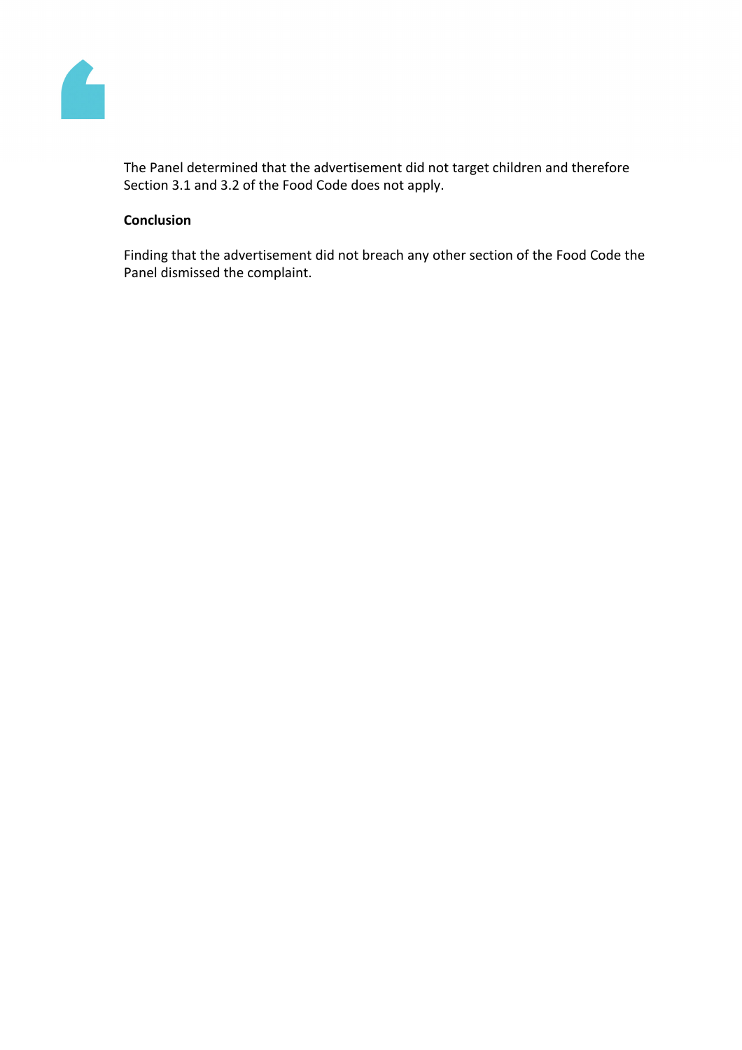The Panel determined that the advertisement did not target children and therefore Section 3.1 and 3.2 of the Food Code does not apply.

**Conclusion**

Finding that the advertisement did not breach any other section of the Food Code the Panel dismissed the complaint.